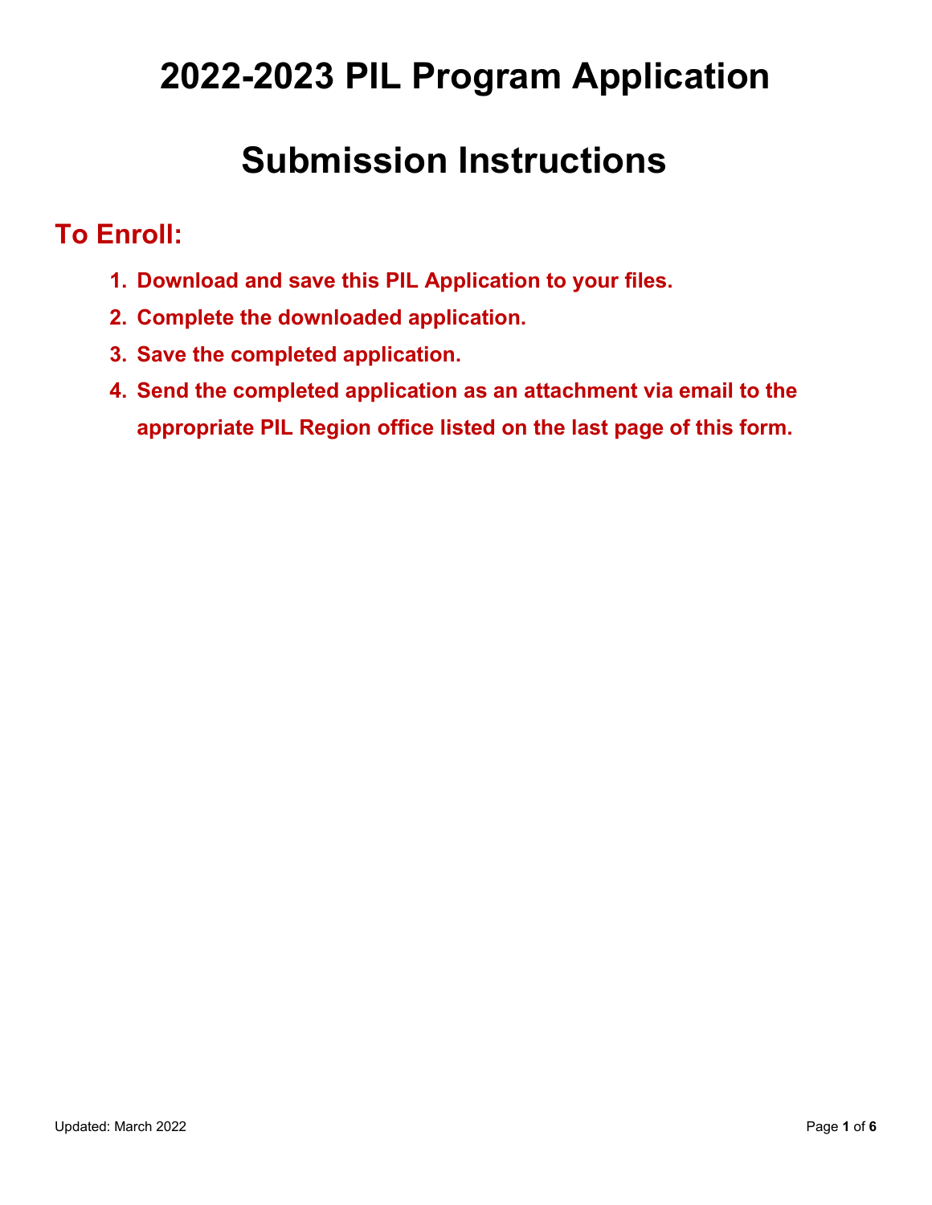# 2022-2023 PIL Program Application

# Submission Instructions

## To Enroll:

1. **Download and save this PIL Application to your files.**
2. **Complete the downloaded application.**
3. **Save the completed application.**
4. **Send the completed application as an attachment via email to the appropriate PIL Region office listed on the last page of this form.**

Updated: March 2022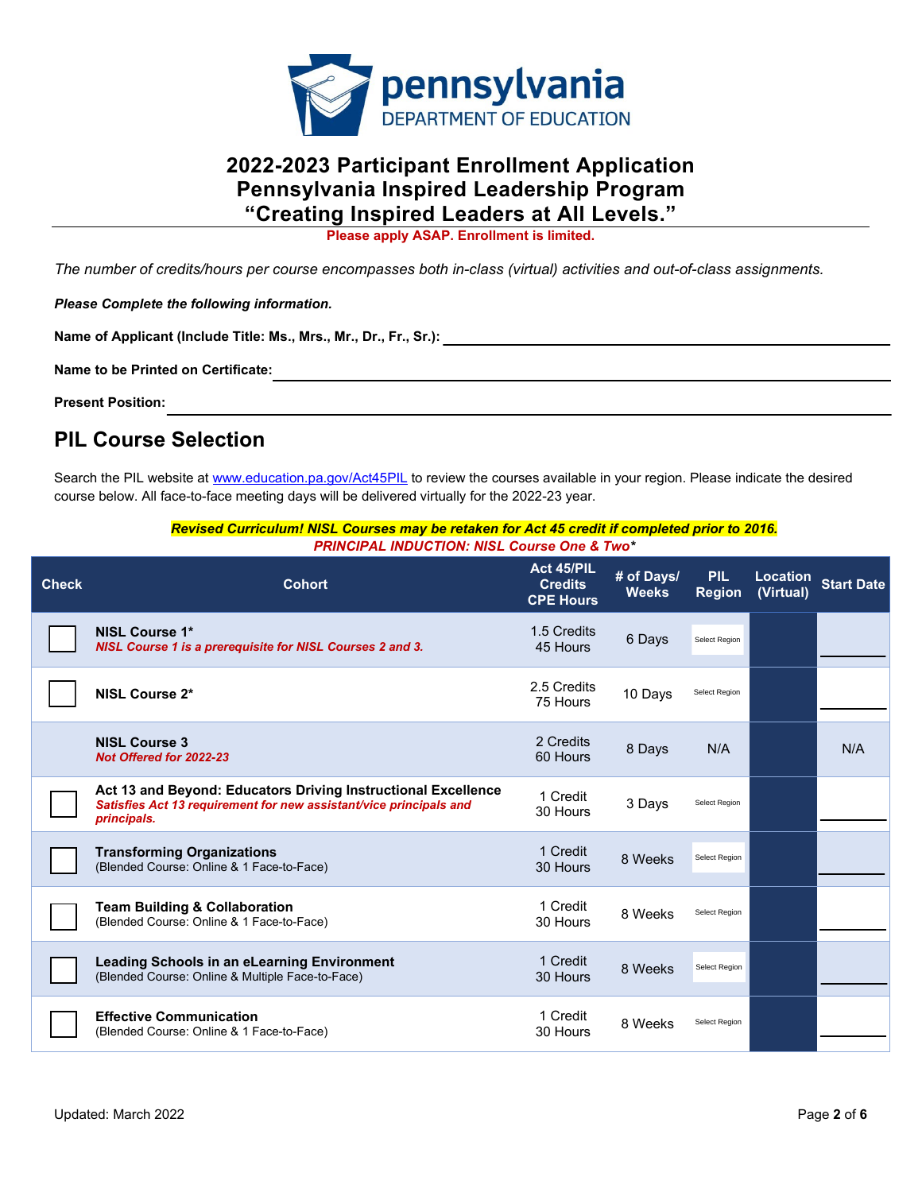# 2022-2023 Participant Enrollment Application
# Pennsylvania Inspired Leadership Program
# "Creating Inspired Leaders at All Levels."

**Please apply ASAP. Enrollment is limited.**

*The number of credits/hours per course encompasses both in-class (virtual) activities and out-of-class assignments.*

***Please Complete the following information.***

**Name of Applicant (Include Title: Ms., Mrs., Mr., Dr., Fr., Sr.):** ______________________________

**Name to be Printed on Certificate:** ______________________________

**Present Position:** ______________________________

## PIL Course Selection

Search the PIL website at www.education.pa.gov/Act45PIL to review the courses available in your region. Please indicate the desired course below. All face-to-face meeting days will be delivered virtually for the 2022-23 year.

***Revised Curriculum! NISL Courses may be retaken for Act 45 credit if completed prior to 2016.***
***PRINCIPAL INDUCTION: NISL Course One & Two****

| Check | Cohort | Act 45/PIL Credits CPE Hours | # of Days/ Weeks | PIL Region | Location (Virtual) | Start Date |
|---|---|---|---|---|---|---|
| ☐ | **NISL Course 1*** *NISL Course 1 is a prerequisite for NISL Courses 2 and 3.* | 1.5 Credits 45 Hours | 6 Days | Select Region | | ________ |
| ☐ | **NISL Course 2*** | 2.5 Credits 75 Hours | 10 Days | Select Region | | ________ |
| | **NISL Course 3** *Not Offered for 2022-23* | 2 Credits 60 Hours | 8 Days | N/A | | N/A |
| ☐ | **Act 13 and Beyond: Educators Driving Instructional Excellence** *Satisfies Act 13 requirement for new assistant/vice principals and principals.* | 1 Credit 30 Hours | 3 Days | Select Region | | ________ |
| ☐ | **Transforming Organizations** (Blended Course: Online & 1 Face-to-Face) | 1 Credit 30 Hours | 8 Weeks | Select Region | | ________ |
| ☐ | **Team Building & Collaboration** (Blended Course: Online & 1 Face-to-Face) | 1 Credit 30 Hours | 8 Weeks | Select Region | | ________ |
| ☐ | **Leading Schools in an eLearning Environment** (Blended Course: Online & Multiple Face-to-Face) | 1 Credit 30 Hours | 8 Weeks | Select Region | | ________ |
| ☐ | **Effective Communication** (Blended Course: Online & 1 Face-to-Face) | 1 Credit 30 Hours | 8 Weeks | Select Region | | ________ |

Updated: March 2022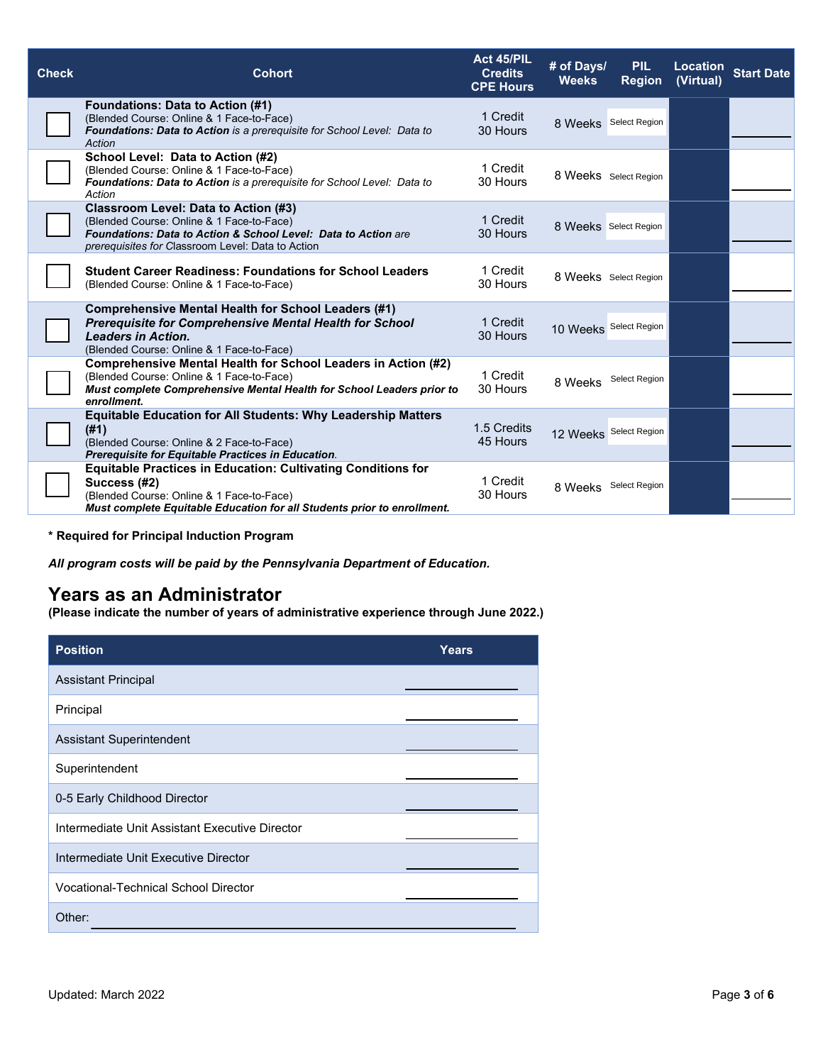| Check | Cohort | Act 45/PIL Credits CPE Hours | # of Days/ Weeks | PIL Region | Location (Virtual) | Start Date |
|---|---|---|---|---|---|---|
| ☐ | **Foundations: Data to Action (#1)**<br>(Blended Course: Online & 1 Face-to-Face)<br>***Foundations: Data to Action*** *is a prerequisite for School Level: Data to Action* | 1 Credit<br>30 Hours | 8 Weeks | Select Region | | ________ |
| ☐ | **School Level: Data to Action (#2)**<br>(Blended Course: Online & 1 Face-to-Face)<br>***Foundations: Data to Action*** *is a prerequisite for School Level: Data to Action* | 1 Credit<br>30 Hours | 8 Weeks | Select Region | | ________ |
| ☐ | **Classroom Level: Data to Action (#3)**<br>(Blended Course: Online & 1 Face-to-Face)<br>***Foundations: Data to Action & School Level: Data to Action*** *are prerequisites for* Classroom Level: Data to Action | 1 Credit<br>30 Hours | 8 Weeks | Select Region | | ________ |
| ☐ | **Student Career Readiness: Foundations for School Leaders**<br>(Blended Course: Online & 1 Face-to-Face) | 1 Credit<br>30 Hours | 8 Weeks | Select Region | | ________ |
| ☐ | **Comprehensive Mental Health for School Leaders (#1)**<br>***Prerequisite for Comprehensive Mental Health for School Leaders in Action.***<br>(Blended Course: Online & 1 Face-to-Face) | 1 Credit<br>30 Hours | 10 Weeks | Select Region | | ________ |
| ☐ | **Comprehensive Mental Health for School Leaders in Action (#2)**<br>(Blended Course: Online & 1 Face-to-Face)<br>***Must complete Comprehensive Mental Health for School Leaders prior to enrollment.*** | 1 Credit<br>30 Hours | 8 Weeks | Select Region | | ________ |
| ☐ | **Equitable Education for All Students: Why Leadership Matters (#1)**<br>(Blended Course: Online & 2 Face-to-Face)<br>***Prerequisite for Equitable Practices in Education***. | 1.5 Credits<br>45 Hours | 12 Weeks | Select Region | | ________ |
| ☐ | **Equitable Practices in Education: Cultivating Conditions for Success (#2)**<br>(Blended Course: Online & 1 Face-to-Face)<br>***Must complete Equitable Education for all Students prior to enrollment.*** | 1 Credit<br>30 Hours | 8 Weeks | Select Region | | ________ |

**\* Required for Principal Induction Program**

***All program costs will be paid by the Pennsylvania Department of Education.***

## Years as an Administrator

**(Please indicate the number of years of administrative experience through June 2022.)**

| Position | Years |
|---|---|
| Assistant Principal | ________ |
| Principal | ________ |
| Assistant Superintendent | ________ |
| Superintendent | ________ |
| 0-5 Early Childhood Director | ________ |
| Intermediate Unit Assistant Executive Director | ________ |
| Intermediate Unit Executive Director | ________ |
| Vocational-Technical School Director | ________ |
| Other: ________________________________ | |

Updated: March 2022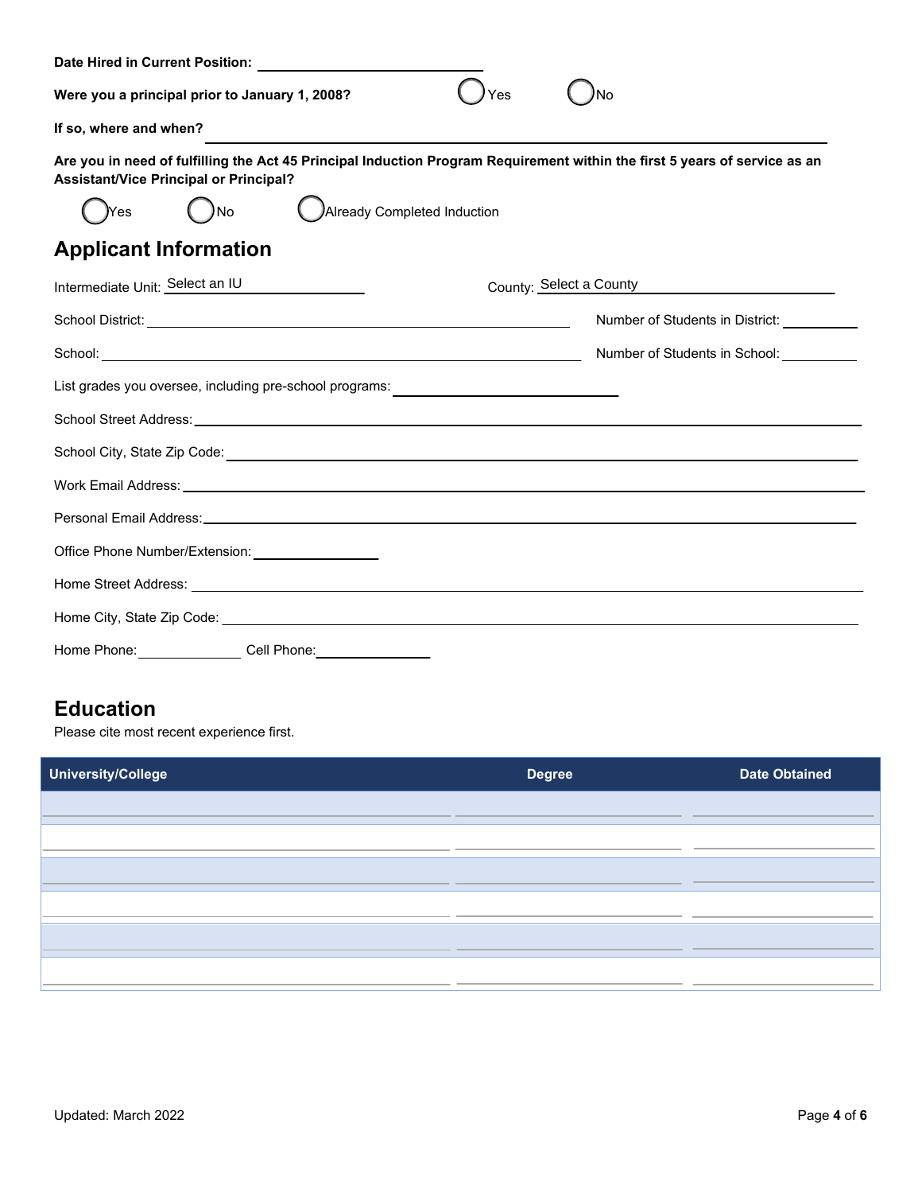**Date Hired in Current Position:** ______________________________

**Were you a principal prior to January 1, 2008?** ◯ Yes ◯ No

**If so, where and when?** ______________________________________________________________

**Are you in need of fulfilling the Act 45 Principal Induction Program Requirement within the first 5 years of service as an Assistant/Vice Principal or Principal?**

◯ Yes ◯ No ◯ Already Completed Induction

## Applicant Information

Intermediate Unit: Select an IU County: Select a County

School District: ______________________________ Number of Students in District: __________

School: ______________________________ Number of Students in School: __________

List grades you oversee, including pre-school programs: ______________________________

School Street Address: ______________________________________________________________

School City, State Zip Code: ______________________________________________________________

Work Email Address: ______________________________________________________________

Personal Email Address: ______________________________________________________________

Office Phone Number/Extension: ________________

Home Street Address: ______________________________________________________________

Home City, State Zip Code: ______________________________________________________________

Home Phone: ______________ Cell Phone: ______________

## Education

Please cite most recent experience first.

| University/College | Degree | Date Obtained |
|---|---|---|
| | | |
| | | |
| | | |
| | | |
| | | |
| | | |

Updated: March 2022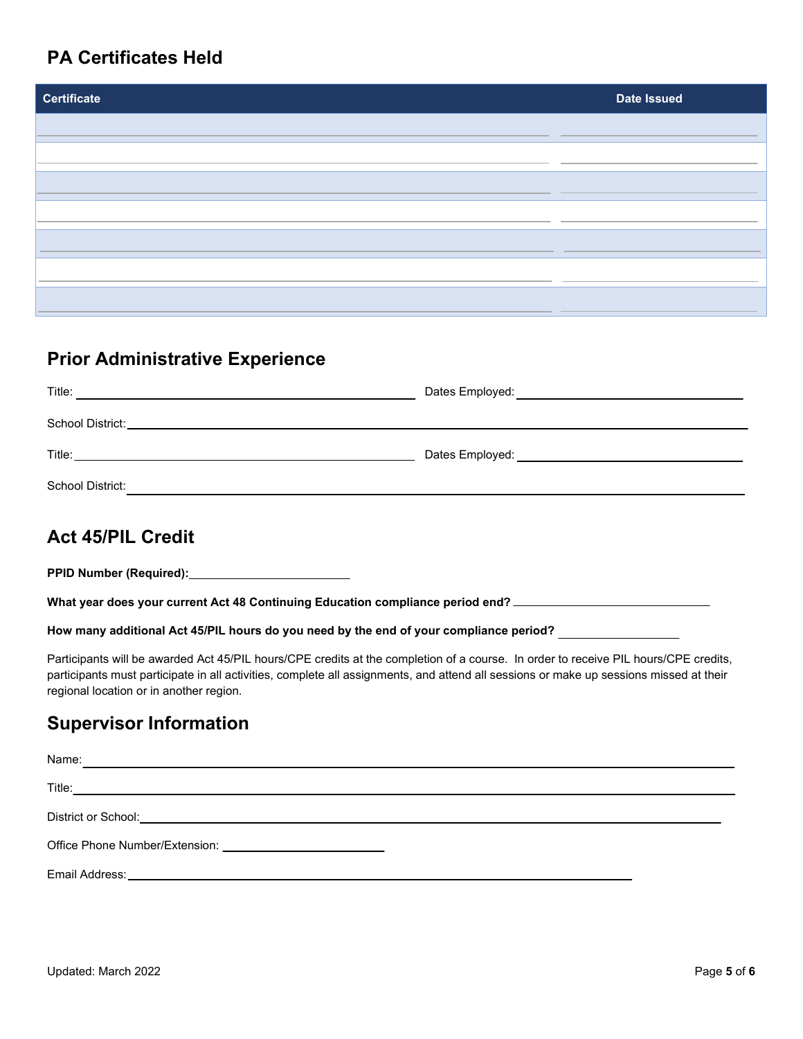## PA Certificates Held

| Certificate | Date Issued |
| --- | --- |
| | |
| | |
| | |
| | |
| | |
| | |
| | |

## Prior Administrative Experience

Title: ______________________________ Dates Employed: ______________________________

School District: ______________________________

Title: ______________________________ Dates Employed: ______________________________

School District: ______________________________

## Act 45/PIL Credit

**PPID Number (Required):** ______________________________

**What year does your current Act 48 Continuing Education compliance period end?** ______________________________

**How many additional Act 45/PIL hours do you need by the end of your compliance period?** ______________________________

Participants will be awarded Act 45/PIL hours/CPE credits at the completion of a course. In order to receive PIL hours/CPE credits, participants must participate in all activities, complete all assignments, and attend all sessions or make up sessions missed at their regional location or in another region.

## Supervisor Information

Name: ______________________________

Title: ______________________________

District or School: ______________________________

Office Phone Number/Extension: ______________________________

Email Address: ______________________________

Updated: March 2022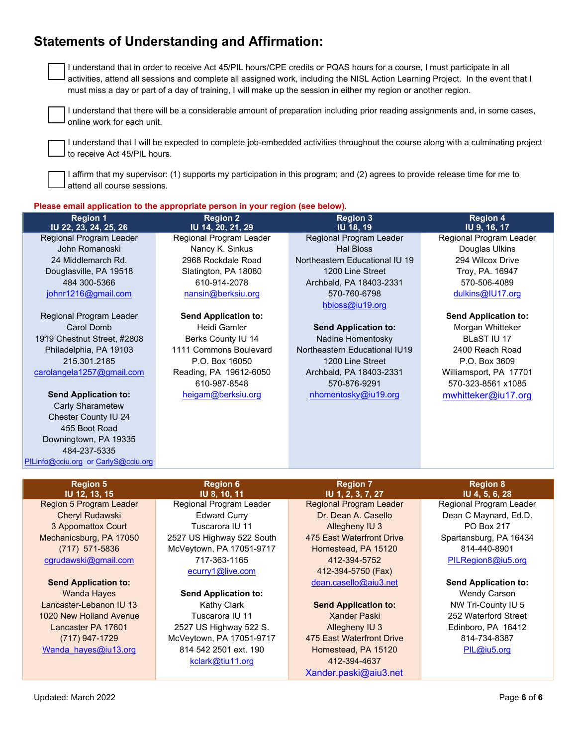## Statements of Understanding and Affirmation:

- ☐ I understand that in order to receive Act 45/PIL hours/CPE credits or PQAS hours for a course, I must participate in all activities, attend all sessions and complete all assigned work, including the NISL Action Learning Project. In the event that I must miss a day or part of a day of training, I will make up the session in either my region or another region.
- ☐ I understand that there will be a considerable amount of preparation including prior reading assignments and, in some cases, online work for each unit.
- ☐ I understand that I will be expected to complete job-embedded activities throughout the course along with a culminating project to receive Act 45/PIL hours.
- ☐ I affirm that my supervisor: (1) supports my participation in this program; and (2) agrees to provide release time for me to attend all course sessions.

**Please email application to the appropriate person in your region (see below).**

| Region 1<br>IU 22, 23, 24, 25, 26 | Region 2<br>IU 14, 20, 21, 29 | Region 3<br>IU 18, 19 | Region 4<br>IU 9, 16, 17 |
|---|---|---|---|
| Regional Program Leader<br>John Romanoski<br>24 Middlemarch Rd.<br>Douglasville, PA 19518<br>484 300-5366<br>johnr1216@gmail.com<br><br>Regional Program Leader<br>Carol Domb<br>1919 Chestnut Street, #2808<br>Philadelphia, PA 19103<br>215.301.2185<br>carolangela1257@gmail.com<br><br>**Send Application to:**<br>Carly Sharametew<br>Chester County IU 24<br>455 Boot Road<br>Downingtown, PA 19335<br>484-237-5335<br>PILinfo@cciu.org or CarlyS@cciu.org | Regional Program Leader<br>Nancy K. Sinkus<br>2968 Rockdale Road<br>Slatington, PA 18080<br>610-914-2078<br>nansin@berksiu.org<br><br>**Send Application to:**<br>Heidi Gamler<br>Berks County IU 14<br>1111 Commons Boulevard<br>P.O. Box 16050<br>Reading, PA 19612-6050<br>610-987-8548<br>heigam@berksiu.org | Regional Program Leader<br>Hal Bloss<br>Northeastern Educational IU 19<br>1200 Line Street<br>Archbald, PA 18403-2331<br>570-760-6798<br>hbloss@iu19.org<br><br>**Send Application to:**<br>Nadine Homentosky<br>Northeastern Educational IU19<br>1200 Line Street<br>Archbald, PA 18403-2331<br>570-876-9291<br>nhomentosky@iu19.org | Regional Program Leader<br>Douglas Ulkins<br>294 Wilcox Drive<br>Troy, PA. 16947<br>570-506-4089<br>dulkins@IU17.org<br><br>**Send Application to:**<br>Morgan Whitteker<br>BLaST IU 17<br>2400 Reach Road<br>P.O. Box 3609<br>Williamsport, PA 17701<br>570-323-8561 x1085<br>mwhitteker@iu17.org |

| Region 5<br>IU 12, 13, 15 | Region 6<br>IU 8, 10, 11 | Region 7<br>IU 1, 2, 3, 7, 27 | Region 8<br>IU 4, 5, 6, 28 |
|---|---|---|---|
| Region 5 Program Leader<br>Cheryl Rudawski<br>3 Appomattox Court<br>Mechanicsburg, PA 17050<br>(717) 571-5836<br>cgrudawski@gmail.com<br><br>**Send Application to:**<br>Wanda Hayes<br>Lancaster-Lebanon IU 13<br>1020 New Holland Avenue<br>Lancaster PA 17601<br>(717) 947-1729<br>Wanda_hayes@iu13.org | Regional Program Leader<br>Edward Curry<br>Tuscarora IU 11<br>2527 US Highway 522 South<br>McVeytown, PA 17051-9717<br>717-363-1165<br>ecurry1@live.com<br><br>**Send Application to:**<br>Kathy Clark<br>Tuscarora IU 11<br>2527 US Highway 522 S.<br>McVeytown, PA 17051-9717<br>814 542 2501 ext. 190<br>kclark@tiu11.org | Regional Program Leader<br>Dr. Dean A. Casello<br>Allegheny IU 3<br>475 East Waterfront Drive<br>Homestead, PA 15120<br>412-394-5752<br>412-394-5750 (Fax)<br>dean.casello@aiu3.net<br><br>**Send Application to:**<br>Xander Paski<br>Allegheny IU 3<br>475 East Waterfront Drive<br>Homestead, PA 15120<br>412-394-4637<br>Xander.paski@aiu3.net | Regional Program Leader<br>Dean C Maynard, Ed.D.<br>PO Box 217<br>Spartansburg, PA 16434<br>814-440-8901<br>PILRegion8@iu5.org<br><br>**Send Application to:**<br>Wendy Carson<br>NW Tri-County IU 5<br>252 Waterford Street<br>Edinboro, PA 16412<br>814-734-8387<br>PIL@iu5.org |

Updated: March 2022